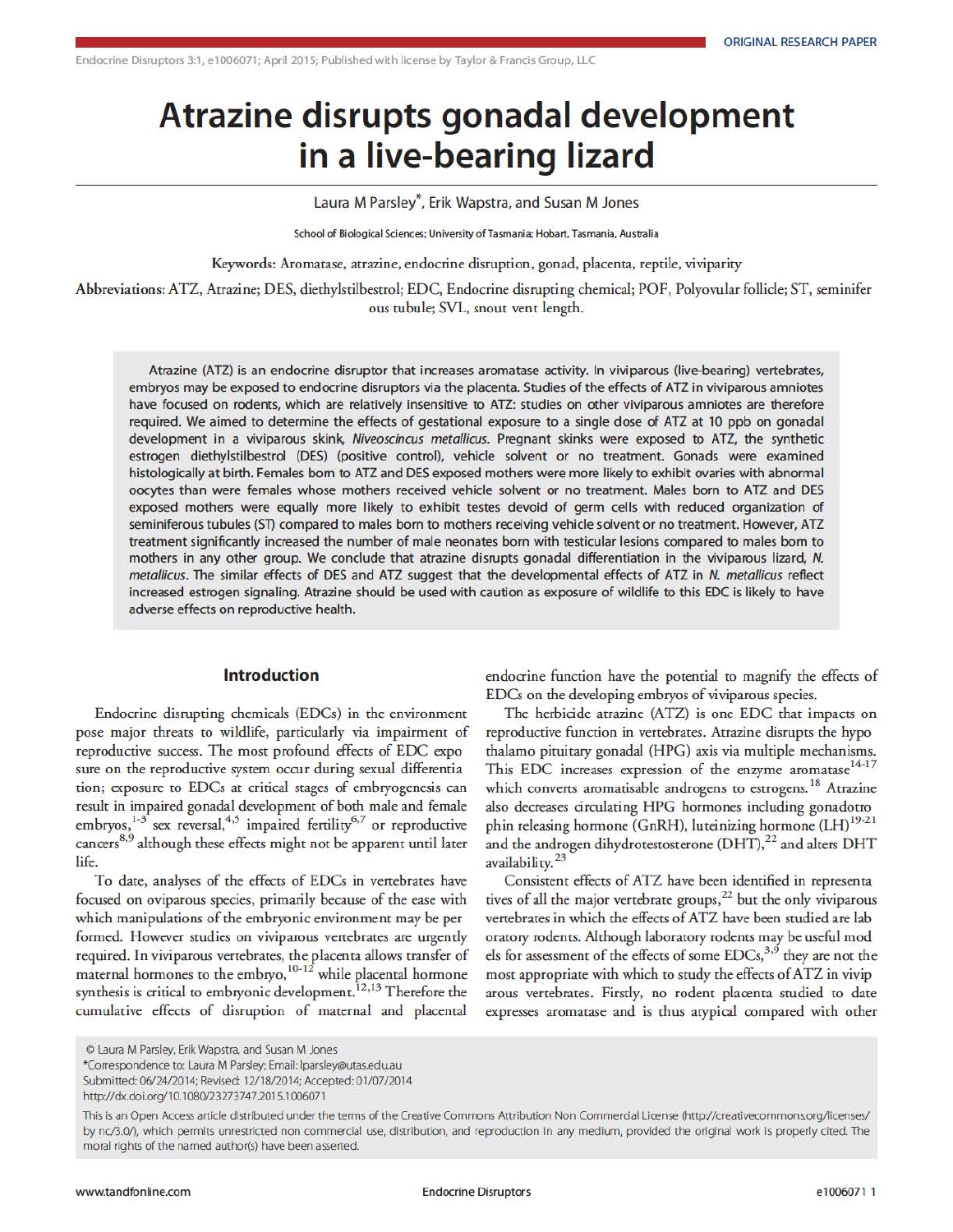ORIGINAL RESEARCH PAPER

# Atrazine disrupts gonadal development in a live-bearing lizard

Laura M Parsley*, Erik Wapstra, and Susan M Jones

School of Biological Sciences; University of Tasmania; Hobart, Tasmania, Australia

**Keywords:** Aromatase, atrazine, endocrine disruption, gonad, placenta, reptile, viviparity

**Abbreviations:** ATZ, Atrazine; DES, diethylstilbestrol; EDC, Endocrine disrupting chemical; POF, Polyovular follicle; ST, seminiferous tubule; SVL, snout vent length.

Atrazine (ATZ) is an endocrine disruptor that increases aromatase activity. In viviparous (live-bearing) vertebrates, embryos may be exposed to endocrine disruptors via the placenta. Studies of the effects of ATZ in viviparous amniotes have focused on rodents, which are relatively insensitive to ATZ: studies on other viviparous amniotes are therefore required. We aimed to determine the effects of gestational exposure to a single dose of ATZ at 10 ppb on gonadal development in a viviparous skink, *Niveoscincus metallicus*. Pregnant skinks were exposed to ATZ, the synthetic estrogen diethylstilbestrol (DES) (positive control), vehicle solvent or no treatment. Gonads were examined histologically at birth. Females born to ATZ and DES exposed mothers were more likely to exhibit ovaries with abnormal oocytes than were females whose mothers received vehicle solvent or no treatment. Males born to ATZ and DES exposed mothers were equally more likely to exhibit testes devoid of germ cells with reduced organization of seminiferous tubules (ST) compared to males born to mothers receiving vehicle solvent or no treatment. However, ATZ treatment significantly increased the number of male neonates born with testicular lesions compared to males born to mothers in any other group. We conclude that atrazine disrupts gonadal differentiation in the viviparous lizard, *N. metallicus*. The similar effects of DES and ATZ suggest that the developmental effects of ATZ in *N. metallicus* reflect increased estrogen signaling. Atrazine should be used with caution as exposure of wildlife to this EDC is likely to have adverse effects on reproductive health.

## Introduction

Endocrine disrupting chemicals (EDCs) in the environment pose major threats to wildlife, particularly via impairment of reproductive success. The most profound effects of EDC exposure on the reproductive system occur during sexual differentiation; exposure to EDCs at critical stages of embryogenesis can result in impaired gonadal development of both male and female embryos,[1-3] sex reversal,[4,5] impaired fertility[6,7] or reproductive cancers[8,9] although these effects might not be apparent until later life.

To date, analyses of the effects of EDCs in vertebrates have focused on oviparous species, primarily because of the ease with which manipulations of the embryonic environment may be performed. However studies on viviparous vertebrates are urgently required. In viviparous vertebrates, the placenta allows transfer of maternal hormones to the embryo,[10-12] while placental hormone synthesis is critical to embryonic development.[12,13] Therefore the cumulative effects of disruption of maternal and placental endocrine function have the potential to magnify the effects of EDCs on the developing embryos of viviparous species.

The herbicide atrazine (ATZ) is one EDC that impacts on reproductive function in vertebrates. Atrazine disrupts the hypothalamo pituitary gonadal (HPG) axis via multiple mechanisms. This EDC increases expression of the enzyme aromatase[14-17] which converts aromatisable androgens to estrogens.[18] Atrazine also decreases circulating HPG hormones including gonadotrophin releasing hormone (GnRH), luteinizing hormone (LH)[19-21] and the androgen dihydrotestosterone (DHT),[22] and alters DHT availability.[23]

Consistent effects of ATZ have been identified in representatives of all the major vertebrate groups,[22] but the only viviparous vertebrates in which the effects of ATZ have been studied are laboratory rodents. Although laboratory rodents may be useful models for assessment of the effects of some EDCs,[3,9] they are not the most appropriate with which to study the effects of ATZ in viviparous vertebrates. Firstly, no rodent placenta studied to date expresses aromatase and is thus atypical compared with other

© Laura M Parsley, Erik Wapstra, and Susan M Jones
*Correspondence to: Laura M Parsley; Email: lparsley@utas.edu.au
Submitted: 06/24/2014; Revised: 12/18/2014; Accepted: 01/07/2014
http://dx.doi.org/10.1080/23273747.2015.1006071

This is an Open Access article distributed under the terms of the Creative Commons Attribution Non Commercial License (http://creativecommons.org/licenses/by-nc/3.0/), which permits unrestricted non-commercial use, distribution, and reproduction in any medium, provided the original work is properly cited. The moral rights of the named author(s) have been asserted.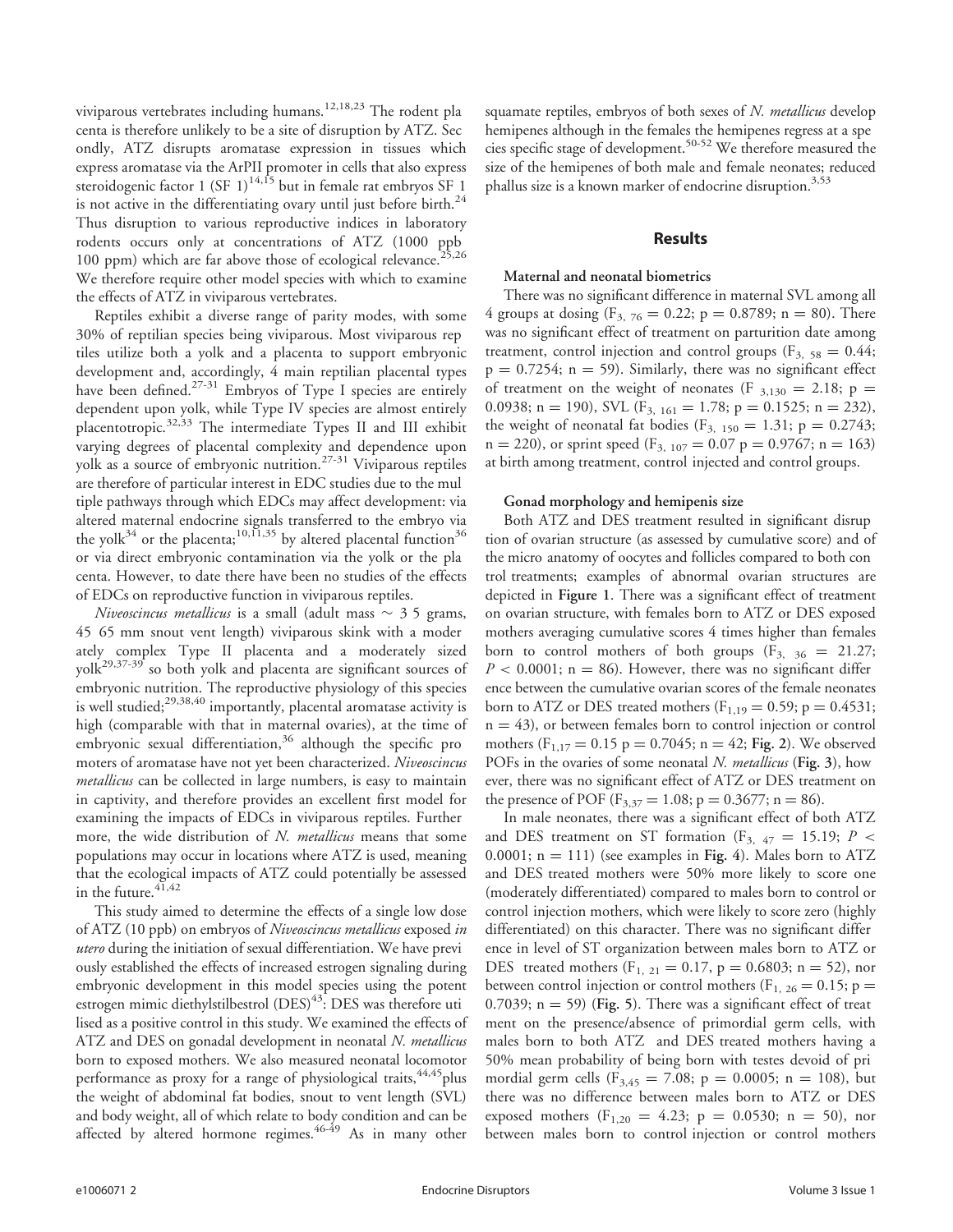viviparous vertebrates including humans.[12,18,23] The rodent placenta is therefore unlikely to be a site of disruption by ATZ. Secondly, ATZ disrupts aromatase expression in tissues which express aromatase via the ArPII promoter in cells that also express steroidogenic factor 1 (SF 1)[14,15] but in female rat embryos SF 1 is not active in the differentiating ovary until just before birth.[24] Thus disruption to various reproductive indices in laboratory rodents occurs only at concentrations of ATZ (1000 ppb 100 ppm) which are far above those of ecological relevance.[25,26] We therefore require other model species with which to examine the effects of ATZ in viviparous vertebrates.

Reptiles exhibit a diverse range of parity modes, with some 30% of reptilian species being viviparous. Most viviparous reptiles utilize both a yolk and a placenta to support embryonic development and, accordingly, 4 main reptilian placental types have been defined.[27-31] Embryos of Type I species are entirely dependent upon yolk, while Type IV species are almost entirely placentotropic.[32,33] The intermediate Types II and III exhibit varying degrees of placental complexity and dependence upon yolk as a source of embryonic nutrition.[27-31] Viviparous reptiles are therefore of particular interest in EDC studies due to the multiple pathways through which EDCs may affect development: via altered maternal endocrine signals transferred to the embryo via the yolk[34] or the placenta;[10,11,35] by altered placental function[36] or via direct embryonic contamination via the yolk or the placenta. However, to date there have been no studies of the effects of EDCs on reproductive function in viviparous reptiles.

*Niveoscincus metallicus* is a small (adult mass ~ 3 5 grams, 45 65 mm snout vent length) viviparous skink with a moderately complex Type II placenta and a moderately sized yolk[29,37-39] so both yolk and placenta are significant sources of embryonic nutrition. The reproductive physiology of this species is well studied;[29,38,40] importantly, placental aromatase activity is high (comparable with that in maternal ovaries), at the time of embryonic sexual differentiation,[36] although the specific promoters of aromatase have not yet been characterized. *Niveoscincus metallicus* can be collected in large numbers, is easy to maintain in captivity, and therefore provides an excellent first model for examining the impacts of EDCs in viviparous reptiles. Furthermore, the wide distribution of *N. metallicus* means that some populations may occur in locations where ATZ is used, meaning that the ecological impacts of ATZ could potentially be assessed in the future.[41,42]

This study aimed to determine the effects of a single low dose of ATZ (10 ppb) on embryos of *Niveoscincus metallicus* exposed *in utero* during the initiation of sexual differentiation. We have previously established the effects of increased estrogen signaling during embryonic development in this model species using the potent estrogen mimic diethylstilbestrol (DES)[43]: DES was therefore utilised as a positive control in this study. We examined the effects of ATZ and DES on gonadal development in neonatal *N. metallicus* born to exposed mothers. We also measured neonatal locomotor performance as proxy for a range of physiological traits,[44,45] plus the weight of abdominal fat bodies, snout to vent length (SVL) and body weight, all of which relate to body condition and can be affected by altered hormone regimes.[46-49] As in many other squamate reptiles, embryos of both sexes of *N. metallicus* develop hemipenes although in the females the hemipenes regress at a species specific stage of development.[50-52] We therefore measured the size of the hemipenes of both male and female neonates; reduced phallus size is a known marker of endocrine disruption.[3,53]

## Results

### Maternal and neonatal biometrics

There was no significant difference in maternal SVL among all 4 groups at dosing ($F_{3,76} = 0.22$; $p = 0.8789$; $n = 80$). There was no significant effect of treatment on parturition date among treatment, control injection and control groups ($F_{3,58} = 0.44$; $p = 0.7254$; $n = 59$). Similarly, there was no significant effect of treatment on the weight of neonates ($F_{3,130} = 2.18$; $p = 0.0938$; $n = 190$), SVL ($F_{3,161} = 1.78$; $p = 0.1525$; $n = 232$), the weight of neonatal fat bodies ($F_{3,150} = 1.31$; $p = 0.2743$; $n = 220$), or sprint speed ($F_{3,107} = 0.07$ $p = 0.9767$; $n = 163$) at birth among treatment, control injected and control groups.

### Gonad morphology and hemipenis size

Both ATZ and DES treatment resulted in significant disruption of ovarian structure (as assessed by cumulative score) and of the micro anatomy of oocytes and follicles compared to both control treatments; examples of abnormal ovarian structures are depicted in **Figure 1**. There was a significant effect of treatment on ovarian structure, with females born to ATZ or DES exposed mothers averaging cumulative scores 4 times higher than females born to control mothers of both groups ($F_{3,36} = 21.27$; $P < 0.0001$; $n = 86$). However, there was no significant difference between the cumulative ovarian scores of the female neonates born to ATZ or DES treated mothers ($F_{1,19} = 0.59$; $p = 0.4531$; $n = 43$), or between females born to control injection or control mothers ($F_{1,17} = 0.15$ $p = 0.7045$; $n = 42$; **Fig. 2**). We observed POFs in the ovaries of some neonatal *N. metallicus* (**Fig. 3**), however, there was no significant effect of ATZ or DES treatment on the presence of POF ($F_{3,37} = 1.08$; $p = 0.3677$; $n = 86$).

In male neonates, there was a significant effect of both ATZ and DES treatment on ST formation ($F_{3,47} = 15.19$; $P < 0.0001$; $n = 111$) (see examples in **Fig. 4**). Males born to ATZ and DES treated mothers were 50% more likely to score one (moderately differentiated) compared to males born to control or control injection mothers, which were likely to score zero (highly differentiated) on this character. There was no significant difference in level of ST organization between males born to ATZ or DES treated mothers ($F_{1,21} = 0.17$, $p = 0.6803$; $n = 52$), nor between control injection or control mothers ($F_{1,26} = 0.15$; $p = 0.7039$; $n = 59$) (**Fig. 5**). There was a significant effect of treatment on the presence/absence of primordial germ cells, with males born to both ATZ and DES treated mothers having a 50% mean probability of being born with testes devoid of primordial germ cells ($F_{3,45} = 7.08$; $p = 0.0005$; $n = 108$), but there was no difference between males born to ATZ or DES exposed mothers ($F_{1,20} = 4.23$; $p = 0.0530$; $n = 50$), nor between males born to control injection or control mothers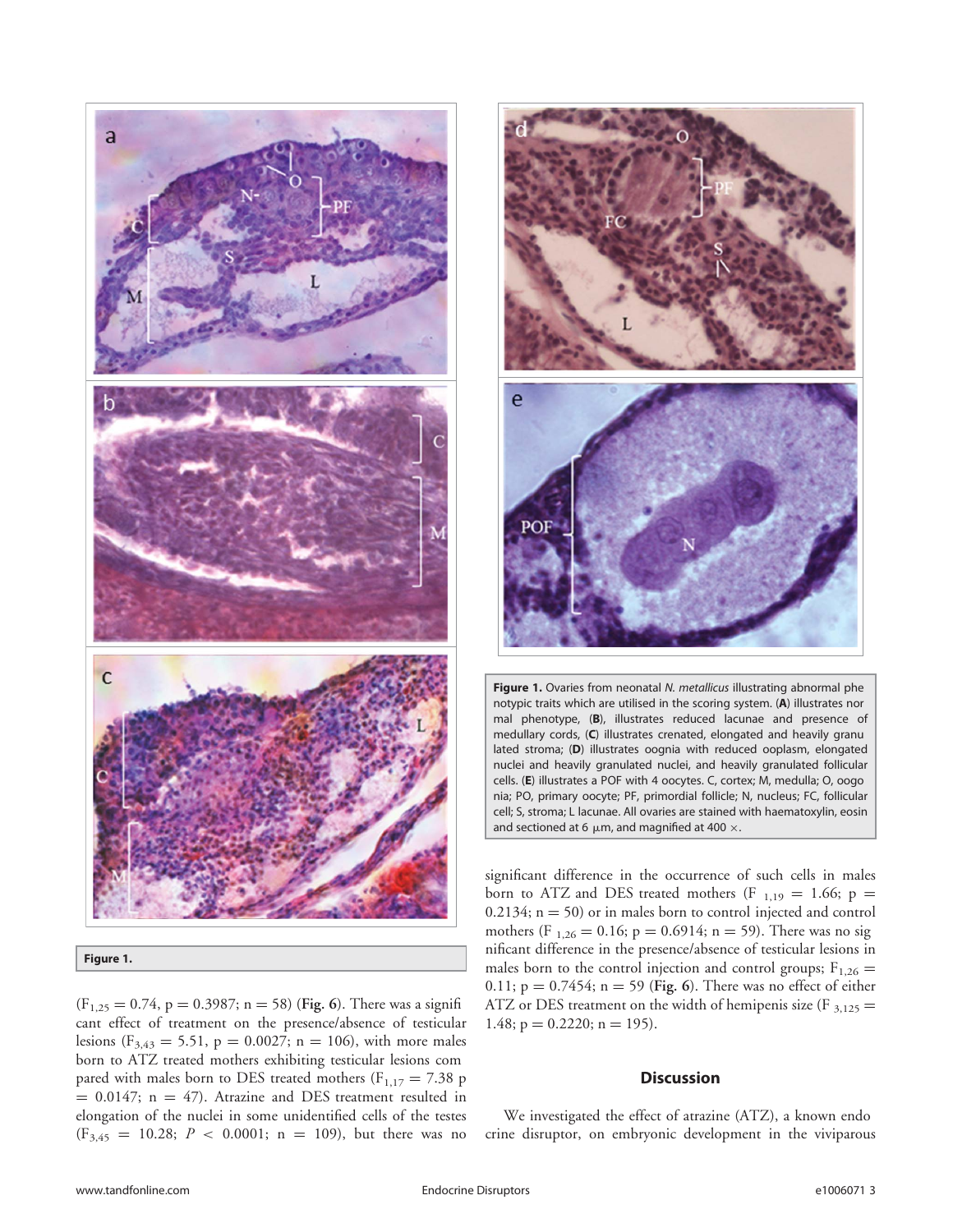Figure 1.

Figure 1. Ovaries from neonatal *N. metallicus* illustrating abnormal phenotypic traits which are utilised in the scoring system. (**A**) illustrates normal phenotype, (**B**), illustrates reduced lacunae and presence of medullary cords, (**C**) illustrates crenated, elongated and heavily granulated stroma; (**D**) illustrates oognia with reduced ooplasm, elongated nuclei and heavily granulated nuclei, and heavily granulated follicular cells. (**E**) illustrates a POF with 4 oocytes. C, cortex; M, medulla; O, oogonia; PO, primary oocyte; PF, primordial follicle; N, nucleus; FC, follicular cell; S, stroma; L lacunae. All ovaries are stained with haematoxylin, eosin and sectioned at 6 μm, and magnified at 400 ×.

($F_{1,25} = 0.74$, $p = 0.3987$; $n = 58$) (**Fig. 6**). There was a significant effect of treatment on the presence/absence of testicular lesions ($F_{3,43} = 5.51$, $p = 0.0027$; $n = 106$), with more males born to ATZ treated mothers exhibiting testicular lesions compared with males born to DES treated mothers ($F_{1,17} = 7.38$ $p = 0.0147$; $n = 47$). Atrazine and DES treatment resulted in elongation of the nuclei in some unidentified cells of the testes ($F_{3,45} = 10.28$; $P < 0.0001$; $n = 109$), but there was no significant difference in the occurrence of such cells in males born to ATZ and DES treated mothers ($F_{1,19} = 1.66$; $p = 0.2134$; $n = 50$) or in males born to control injected and control mothers ($F_{1,26} = 0.16$; $p = 0.6914$; $n = 59$). There was no significant difference in the presence/absence of testicular lesions in males born to the control injection and control groups; $F_{1,26} = 0.11$; $p = 0.7454$; $n = 59$ (**Fig. 6**). There was no effect of either ATZ or DES treatment on the width of hemipenis size ($F_{3,125} = 1.48$; $p = 0.2220$; $n = 195$).

## Discussion

We investigated the effect of atrazine (ATZ), a known endocrine disruptor, on embryonic development in the viviparous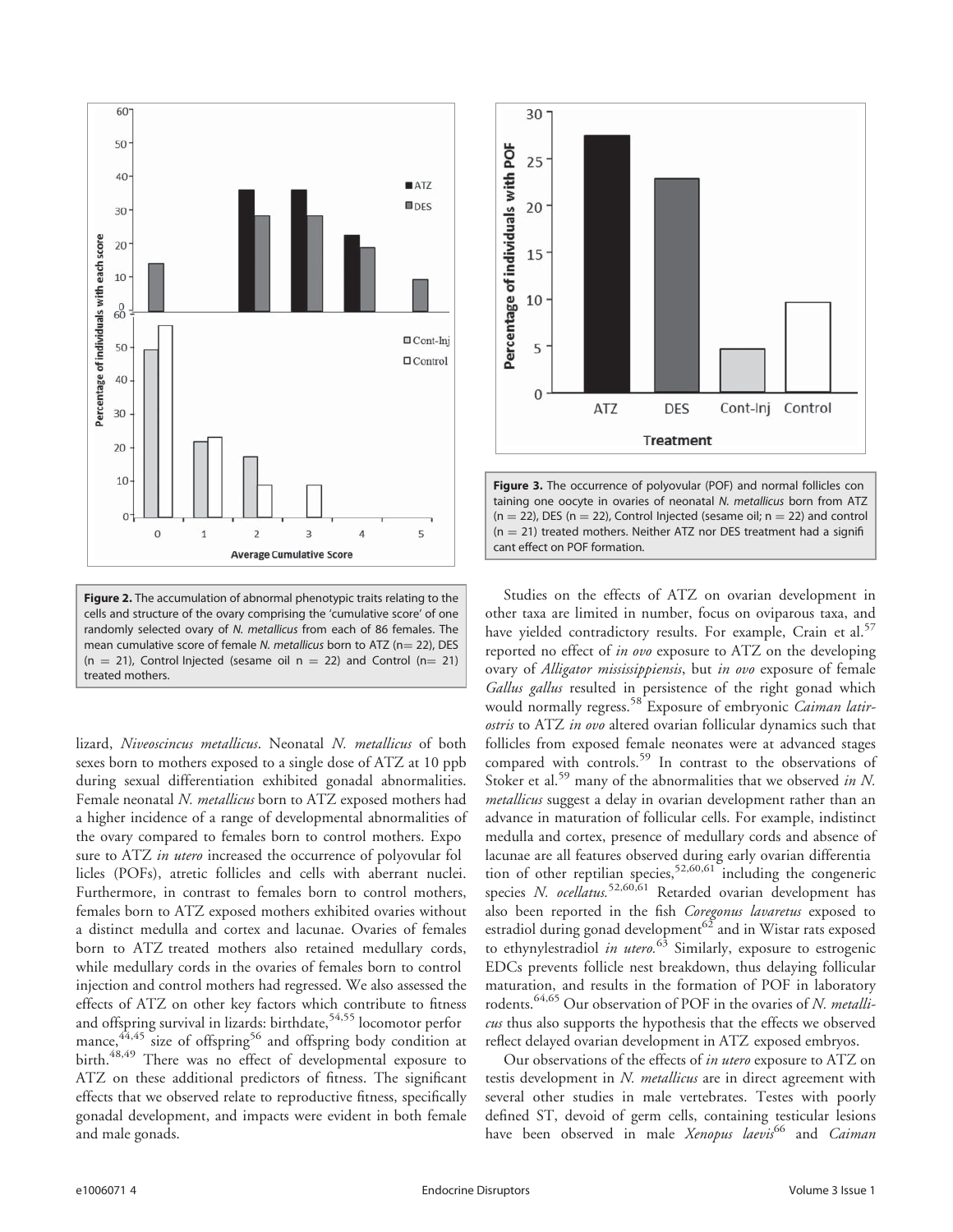**Figure 2.** The accumulation of abnormal phenotypic traits relating to the cells and structure of the ovary comprising the 'cumulative score' of one randomly selected ovary of *N. metallicus* from each of 86 females. The mean cumulative score of female *N. metallicus* born to ATZ (n= 22), DES (n = 21), Control Injected (sesame oil n = 22) and Control (n= 21) treated mothers.

**Figure 3.** The occurrence of polyovular (POF) and normal follicles containing one oocyte in ovaries of neonatal *N. metallicus* born from ATZ (n = 22), DES (n = 22), Control Injected (sesame oil; n = 22) and control (n = 21) treated mothers. Neither ATZ nor DES treatment had a significant effect on POF formation.

lizard, *Niveoscincus metallicus*. Neonatal *N. metallicus* of both sexes born to mothers exposed to a single dose of ATZ at 10 ppb during sexual differentiation exhibited gonadal abnormalities. Female neonatal *N. metallicus* born to ATZ exposed mothers had a higher incidence of a range of developmental abnormalities of the ovary compared to females born to control mothers. Exposure to ATZ *in utero* increased the occurrence of polyovular follicles (POFs), atretic follicles and cells with aberrant nuclei. Furthermore, in contrast to females born to control mothers, females born to ATZ exposed mothers exhibited ovaries without a distinct medulla and cortex and lacunae. Ovaries of females born to ATZ treated mothers also retained medullary cords, while medullary cords in the ovaries of females born to control injection and control mothers had regressed. We also assessed the effects of ATZ on other key factors which contribute to fitness and offspring survival in lizards: birthdate,[54,55] locomotor performance,[44,45] size of offspring[56] and offspring body condition at birth.[48,49] There was no effect of developmental exposure to ATZ on these additional predictors of fitness. The significant effects that we observed relate to reproductive fitness, specifically gonadal development, and impacts were evident in both female and male gonads.

Studies on the effects of ATZ on ovarian development in other taxa are limited in number, focus on oviparous taxa, and have yielded contradictory results. For example, Crain et al.[57] reported no effect of *in ovo* exposure to ATZ on the developing ovary of *Alligator mississippiensis*, but *in ovo* exposure of female *Gallus gallus* resulted in persistence of the right gonad which would normally regress.[58] Exposure of embryonic *Caiman latirostris* to ATZ *in ovo* altered ovarian follicular dynamics such that follicles from exposed female neonates were at advanced stages compared with controls.[59] In contrast to the observations of Stoker et al.[59] many of the abnormalities that we observed *in N. metallicus* suggest a delay in ovarian development rather than an advance in maturation of follicular cells. For example, indistinct medulla and cortex, presence of medullary cords and absence of lacunae are all features observed during early ovarian differentiation of other reptilian species,[52,60,61] including the congeneric species *N. ocellatus.*[52,60,61] Retarded ovarian development has also been reported in the fish *Coregonus lavaretus* exposed to estradiol during gonad development[62] and in Wistar rats exposed to ethynylestradiol *in utero.*[63] Similarly, exposure to estrogenic EDCs prevents follicle nest breakdown, thus delaying follicular maturation, and results in the formation of POF in laboratory rodents.[64,65] Our observation of POF in the ovaries of *N. metallicus* thus also supports the hypothesis that the effects we observed reflect delayed ovarian development in ATZ exposed embryos.

Our observations of the effects of *in utero* exposure to ATZ on testis development in *N. metallicus* are in direct agreement with several other studies in male vertebrates. Testes with poorly defined ST, devoid of germ cells, containing testicular lesions have been observed in male *Xenopus laevis*[66] and *Caiman*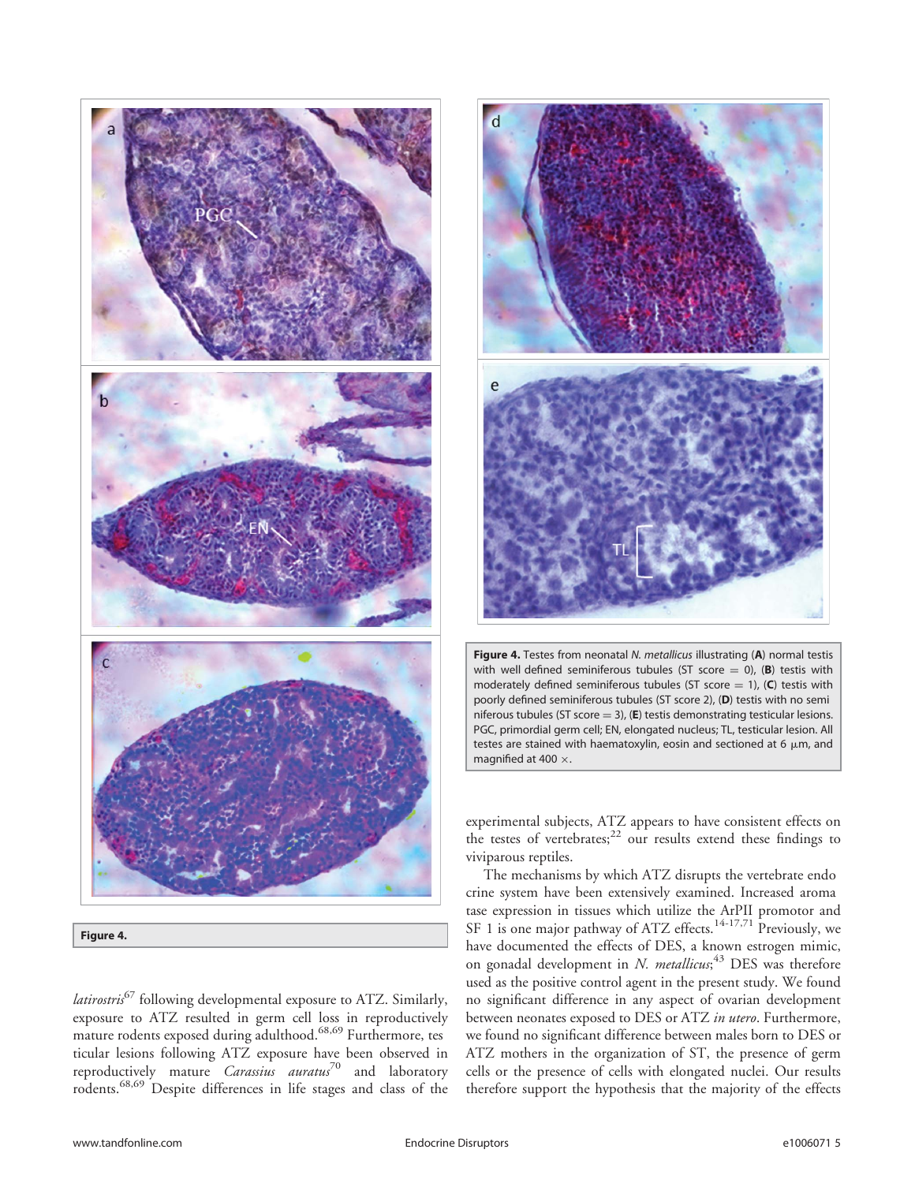Figure 4.

**Figure 4.** Testes from neonatal *N. metallicus* illustrating (**A**) normal testis with well defined seminiferous tubules (ST score = 0), (**B**) testis with moderately defined seminiferous tubules (ST score = 1), (**C**) testis with poorly defined seminiferous tubules (ST score 2), (**D**) testis with no seminiferous tubules (ST score = 3), (**E**) testis demonstrating testicular lesions. PGC, primordial germ cell; EN, elongated nucleus; TL, testicular lesion. All testes are stained with haematoxylin, eosin and sectioned at 6 μm, and magnified at 400 ×.

*latirostris*[67] following developmental exposure to ATZ. Similarly, exposure to ATZ resulted in germ cell loss in reproductively mature rodents exposed during adulthood.[68,69] Furthermore, testicular lesions following ATZ exposure have been observed in reproductively mature *Carassius auratus*[70] and laboratory rodents.[68,69] Despite differences in life stages and class of the experimental subjects, ATZ appears to have consistent effects on the testes of vertebrates;[22] our results extend these findings to viviparous reptiles.

The mechanisms by which ATZ disrupts the vertebrate endocrine system have been extensively examined. Increased aromatase expression in tissues which utilize the ArPII promotor and SF 1 is one major pathway of ATZ effects.[14-17,71] Previously, we have documented the effects of DES, a known estrogen mimic, on gonadal development in *N. metallicus*;[43] DES was therefore used as the positive control agent in the present study. We found no significant difference in any aspect of ovarian development between neonates exposed to DES or ATZ *in utero*. Furthermore, we found no significant difference between males born to DES or ATZ mothers in the organization of ST, the presence of germ cells or the presence of cells with elongated nuclei. Our results therefore support the hypothesis that the majority of the effects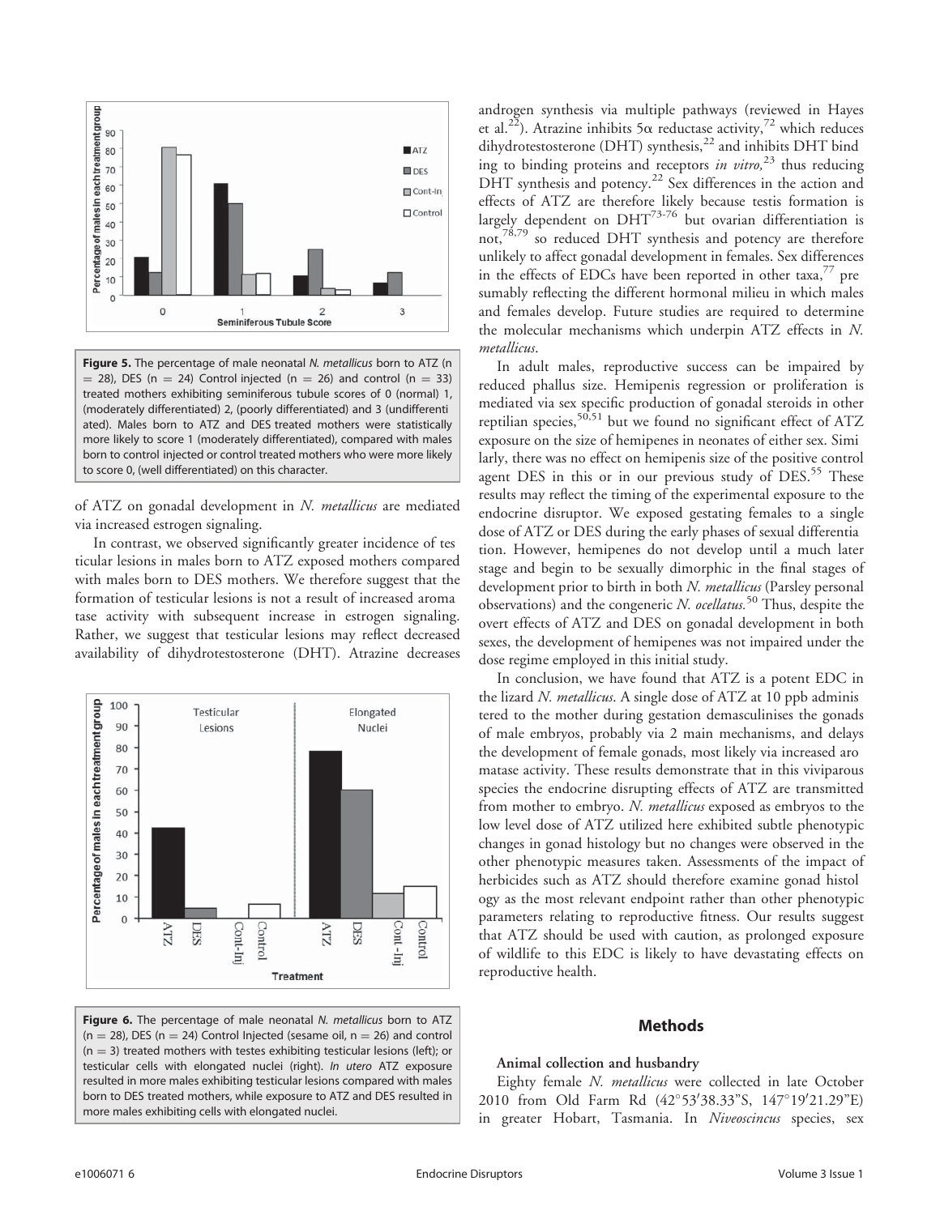**Figure 5.** The percentage of male neonatal *N. metallicus* born to ATZ (n = 28), DES (n = 24) Control injected (n = 26) and control (n = 33) treated mothers exhibiting seminiferous tubule scores of 0 (normal) 1, (moderately differentiated) 2, (poorly differentiated) and 3 (undifferentiated). Males born to ATZ and DES treated mothers were statistically more likely to score 1 (moderately differentiated), compared with males born to control injected or control treated mothers who were more likely to score 0, (well differentiated) on this character.

of ATZ on gonadal development in *N. metallicus* are mediated via increased estrogen signaling.

In contrast, we observed significantly greater incidence of testicular lesions in males born to ATZ exposed mothers compared with males born to DES mothers. We therefore suggest that the formation of testicular lesions is not a result of increased aromatase activity with subsequent increase in estrogen signaling. Rather, we suggest that testicular lesions may reflect decreased availability of dihydrotestosterone (DHT). Atrazine decreases androgen synthesis via multiple pathways (reviewed in Hayes et al.[22]). Atrazine inhibits 5α reductase activity,[72] which reduces dihydrotestosterone (DHT) synthesis,[22] and inhibits DHT binding to binding proteins and receptors *in vitro*,[23] thus reducing DHT synthesis and potency.[22] Sex differences in the action and effects of ATZ are therefore likely because testis formation is largely dependent on DHT[73-76] but ovarian differentiation is not,[78,79] so reduced DHT synthesis and potency are therefore unlikely to affect gonadal development in females. Sex differences in the effects of EDCs have been reported in other taxa,[77] presumably reflecting the different hormonal milieu in which males and females develop. Future studies are required to determine the molecular mechanisms which underpin ATZ effects in *N. metallicus*.

**Figure 6.** The percentage of male neonatal *N. metallicus* born to ATZ (n = 28), DES (n = 24) Control Injected (sesame oil, n = 26) and control (n = 3) treated mothers with testes exhibiting testicular lesions (left); or testicular cells with elongated nuclei (right). *In utero* ATZ exposure resulted in more males exhibiting testicular lesions compared with males born to DES treated mothers, while exposure to ATZ and DES resulted in more males exhibiting cells with elongated nuclei.

In adult males, reproductive success can be impaired by reduced phallus size. Hemipenis regression or proliferation is mediated via sex specific production of gonadal steroids in other reptilian species,[50,51] but we found no significant effect of ATZ exposure on the size of hemipenes in neonates of either sex. Similarly, there was no effect on hemipenis size of the positive control agent DES in this or in our previous study of DES.[55] These results may reflect the timing of the experimental exposure to the endocrine disruptor. We exposed gestating females to a single dose of ATZ or DES during the early phases of sexual differentiation. However, hemipenes do not develop until a much later stage and begin to be sexually dimorphic in the final stages of development prior to birth in both *N. metallicus* (Parsley personal observations) and the congeneric *N. ocellatus.*[50] Thus, despite the overt effects of ATZ and DES on gonadal development in both sexes, the development of hemipenes was not impaired under the dose regime employed in this initial study.

In conclusion, we have found that ATZ is a potent EDC in the lizard *N. metallicus*. A single dose of ATZ at 10 ppb administered to the mother during gestation demasculinises the gonads of male embryos, probably via 2 main mechanisms, and delays the development of female gonads, most likely via increased aromatase activity. These results demonstrate that in this viviparous species the endocrine disrupting effects of ATZ are transmitted from mother to embryo. *N. metallicus* exposed as embryos to the low level dose of ATZ utilized here exhibited subtle phenotypic changes in gonad histology but no changes were observed in the other phenotypic measures taken. Assessments of the impact of herbicides such as ATZ should therefore examine gonad histology as the most relevant endpoint rather than other phenotypic parameters relating to reproductive fitness. Our results suggest that ATZ should be used with caution, as prolonged exposure of wildlife to this EDC is likely to have devastating effects on reproductive health.

## Methods

### Animal collection and husbandry

Eighty female *N. metallicus* were collected in late October 2010 from Old Farm Rd (42°53′38.33″S, 147°19′21.29″E) in greater Hobart, Tasmania. In *Niveoscincus* species, sex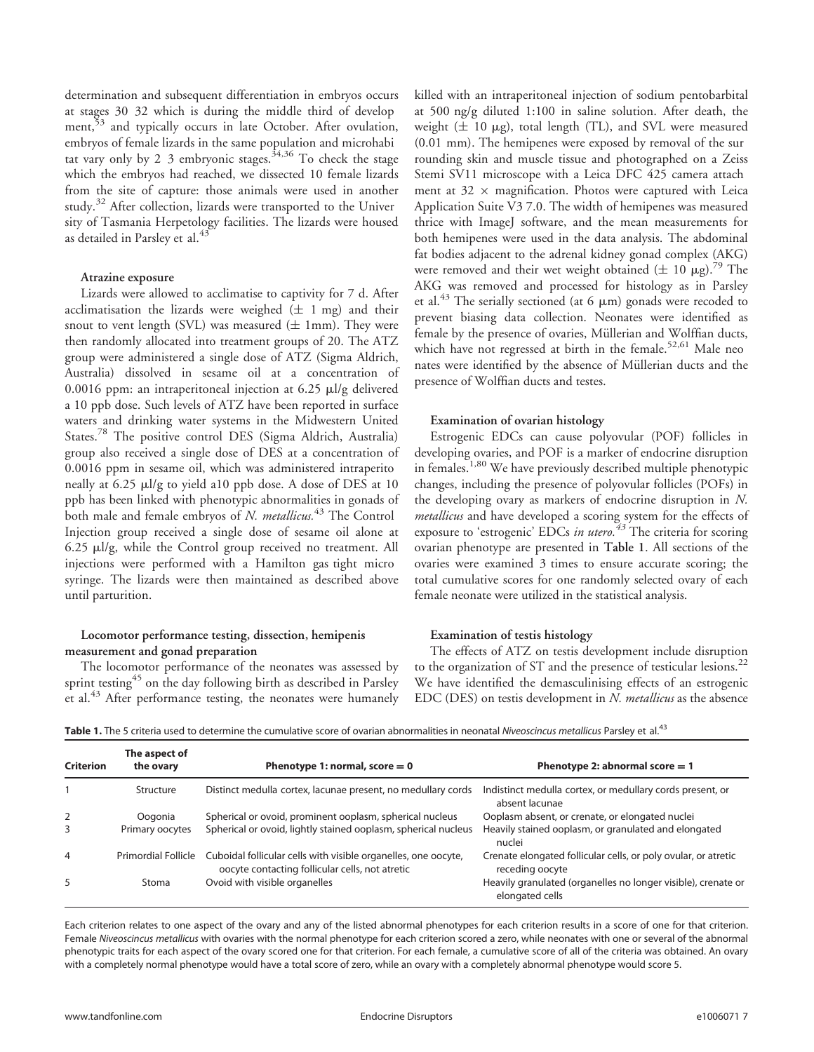determination and subsequent differentiation in embryos occurs at stages 30 32 which is during the middle third of development,[53] and typically occurs in late October. After ovulation, embryos of female lizards in the same population and microhabitat vary only by 2 3 embryonic stages.[34,36] To check the stage which the embryos had reached, we dissected 10 female lizards from the site of capture: those animals were used in another study.[32] After collection, lizards were transported to the University of Tasmania Herpetology facilities. The lizards were housed as detailed in Parsley et al.[43]

#### Atrazine exposure

Lizards were allowed to acclimatise to captivity for 7 d. After acclimatisation the lizards were weighed (± 1 mg) and their snout to vent length (SVL) was measured (± 1mm). They were then randomly allocated into treatment groups of 20. The ATZ group were administered a single dose of ATZ (Sigma Aldrich, Australia) dissolved in sesame oil at a concentration of 0.0016 ppm: an intraperitoneal injection at 6.25 μl/g delivered a 10 ppb dose. Such levels of ATZ have been reported in surface waters and drinking water systems in the Midwestern United States.[78] The positive control DES (Sigma Aldrich, Australia) group also received a single dose of DES at a concentration of 0.0016 ppm in sesame oil, which was administered intraperitoneally at 6.25 μl/g to yield a10 ppb dose. A dose of DES at 10 ppb has been linked with phenotypic abnormalities in gonads of both male and female embryos of *N. metallicus.*[43] The Control Injection group received a single dose of sesame oil alone at 6.25 μl/g, while the Control group received no treatment. All injections were performed with a Hamilton gas tight micro syringe. The lizards were then maintained as described above until parturition.

#### Locomotor performance testing, dissection, hemipenis measurement and gonad preparation

The locomotor performance of the neonates was assessed by sprint testing[45] on the day following birth as described in Parsley et al.[43] After performance testing, the neonates were humanely killed with an intraperitoneal injection of sodium pentobarbital at 500 ng/g diluted 1:100 in saline solution. After death, the weight (± 10 μg), total length (TL), and SVL were measured (0.01 mm). The hemipenes were exposed by removal of the surrounding skin and muscle tissue and photographed on a Zeiss Stemi SV11 microscope with a Leica DFC 425 camera attachment at 32 × magnification. Photos were captured with Leica Application Suite V3 7.0. The width of hemipenes was measured thrice with ImageJ software, and the mean measurements for both hemipenes were used in the data analysis. The abdominal fat bodies adjacent to the adrenal kidney gonad complex (AKG) were removed and their wet weight obtained (± 10 μg).[79] The AKG was removed and processed for histology as in Parsley et al.[43] The serially sectioned (at 6 μm) gonads were recoded to prevent biasing data collection. Neonates were identified as female by the presence of ovaries, Müllerian and Wolffian ducts, which have not regressed at birth in the female.[52,61] Male neonates were identified by the absence of Müllerian ducts and the presence of Wolffian ducts and testes.

#### Examination of ovarian histology

Estrogenic EDCs can cause polyovular (POF) follicles in developing ovaries, and POF is a marker of endocrine disruption in females.[1,80] We have previously described multiple phenotypic changes, including the presence of polyovular follicles (POFs) in the developing ovary as markers of endocrine disruption in *N. metallicus* and have developed a scoring system for the effects of exposure to 'estrogenic' EDCs *in utero.*[43] The criteria for scoring ovarian phenotype are presented in **Table 1**. All sections of the ovaries were examined 3 times to ensure accurate scoring; the total cumulative scores for one randomly selected ovary of each female neonate were utilized in the statistical analysis.

#### Examination of testis histology

The effects of ATZ on testis development include disruption to the organization of ST and the presence of testicular lesions.[22] We have identified the demasculinising effects of an estrogenic EDC (DES) on testis development in *N. metallicus* as the absence

**Table 1.** The 5 criteria used to determine the cumulative score of ovarian abnormalities in neonatal *Niveoscincus metallicus* Parsley et al.[43]

| Criterion | The aspect of the ovary | Phenotype 1: normal, score = 0 | Phenotype 2: abnormal score = 1 |
|---|---|---|---|
| 1 | Structure | Distinct medulla cortex, lacunae present, no medullary cords | Indistinct medulla cortex, or medullary cords present, or absent lacunae |
| 2 | Oogonia | Spherical or ovoid, prominent ooplasm, spherical nucleus | Ooplasm absent, or crenate, or elongated nuclei |
| 3 | Primary oocytes | Spherical or ovoid, lightly stained ooplasm, spherical nucleus | Heavily stained ooplasm, or granulated and elongated nuclei |
| 4 | Primordial Follicle | Cuboidal follicular cells with visible organelles, one oocyte, oocyte contacting follicular cells, not atretic | Crenate elongated follicular cells, or poly ovular, or atretic receding oocyte |
| 5 | Stoma | Ovoid with visible organelles | Heavily granulated (organelles no longer visible), crenate or elongated cells |

Each criterion relates to one aspect of the ovary and any of the listed abnormal phenotypes for each criterion results in a score of one for that criterion. Female *Niveoscincus metallicus* with ovaries with the normal phenotype for each criterion scored a zero, while neonates with one or several of the abnormal phenotypic traits for each aspect of the ovary scored one for that criterion. For each female, a cumulative score of all of the criteria was obtained. An ovary with a completely normal phenotype would have a total score of zero, while an ovary with a completely abnormal phenotype would score 5.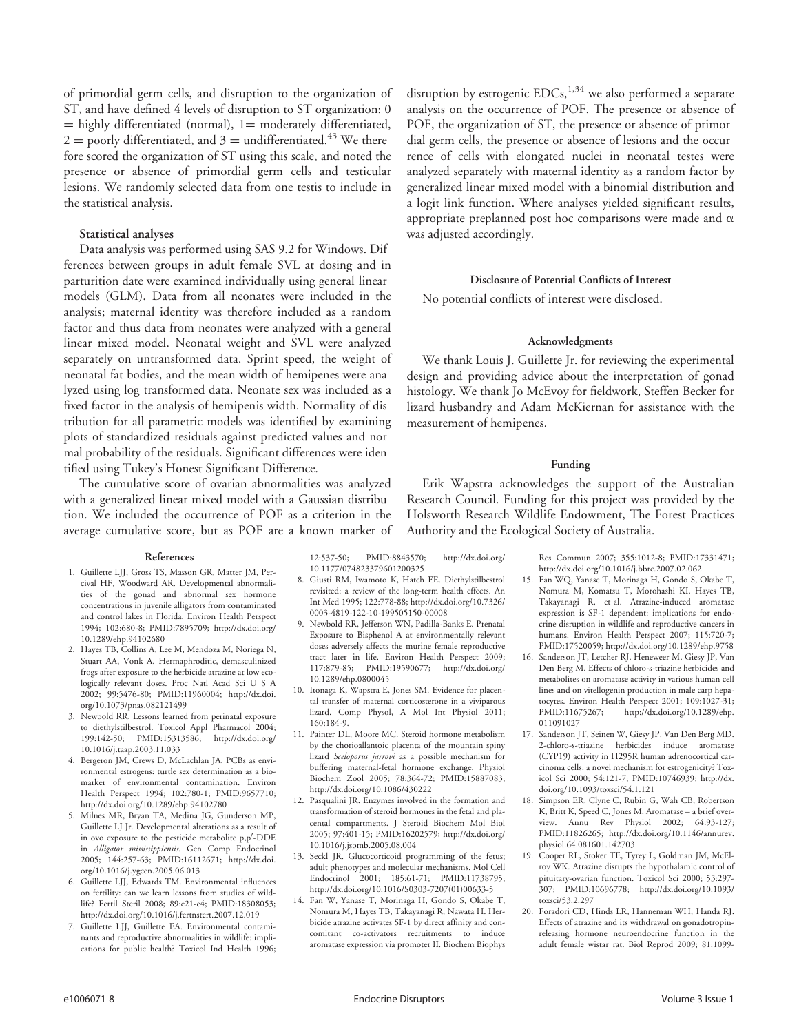of primordial germ cells, and disruption to the organization of ST, and have defined 4 levels of disruption to ST organization: 0 = highly differentiated (normal), 1= moderately differentiated, 2 = poorly differentiated, and 3 = undifferentiated.[43] We therefore scored the organization of ST using this scale, and noted the presence or absence of primordial germ cells and testicular lesions. We randomly selected data from one testis to include in the statistical analysis.

### Statistical analyses

Data analysis was performed using SAS 9.2 for Windows. Differences between groups in adult female SVL at dosing and in parturition date were examined individually using general linear models (GLM). Data from all neonates were included in the analysis; maternal identity was therefore included as a random factor and thus data from neonates were analyzed with a general linear mixed model. Neonatal weight and SVL were analyzed separately on untransformed data. Sprint speed, the weight of neonatal fat bodies, and the mean width of hemipenes were analyzed using log transformed data. Neonate sex was included as a fixed factor in the analysis of hemipenis width. Normality of distribution for all parametric models was identified by examining plots of standardized residuals against predicted values and normal probability of the residuals. Significant differences were identified using Tukey's Honest Significant Difference.

The cumulative score of ovarian abnormalities was analyzed with a generalized linear mixed model with a Gaussian distribution. We included the occurrence of POF as a criterion in the average cumulative score, but as POF are a known marker of disruption by estrogenic EDCs,[1,34] we also performed a separate analysis on the occurrence of POF. The presence or absence of POF, the organization of ST, the presence or absence of primordial germ cells, the presence or absence of lesions and the occurrence of cells with elongated nuclei in neonatal testes were analyzed separately with maternal identity as a random factor by generalized linear mixed model with a binomial distribution and a logit link function. Where analyses yielded significant results, appropriate preplanned post hoc comparisons were made and $\alpha$ was adjusted accordingly.

### Disclosure of Potential Conflicts of Interest

No potential conflicts of interest were disclosed.

### Acknowledgments

We thank Louis J. Guillette Jr. for reviewing the experimental design and providing advice about the interpretation of gonad histology. We thank Jo McEvoy for fieldwork, Steffen Becker for lizard husbandry and Adam McKiernan for assistance with the measurement of hemipenes.

### Funding

Erik Wapstra acknowledges the support of the Australian Research Council. Funding for this project was provided by the Holsworth Research Wildlife Endowment, The Forest Practices Authority and the Ecological Society of Australia.

### References

1. Guillette LJJ, Gross TS, Masson GR, Matter JM, Percival HF, Woodward AR. Developmental abnormalities of the gonad and abnormal sex hormone concentrations in juvenile alligators from contaminated and control lakes in Florida. Environ Health Perspect 1994; 102:680-8; PMID:7895709; http://dx.doi.org/10.1289/ehp.94102680
2. Hayes TB, Collins A, Lee M, Mendoza M, Noriega N, Stuart AA, Vonk A. Hermaphroditic, demasculinized frogs after exposure to the herbicide atrazine at low ecologically relevant doses. Proc Natl Acad Sci U S A 2002; 99:5476-80; PMID:11960004; http://dx.doi.org/10.1073/pnas.082121499
3. Newbold RR. Lessons learned from perinatal exposure to diethylstilbestrol. Toxicol Appl Pharmacol 2004; 199:142-50; PMID:15313586; http://dx.doi.org/10.1016/j.taap.2003.11.033
4. Bergeron JM, Crews D, McLachlan JA. PCBs as environmental estrogens: turtle sex determination as a biomarker of environmental contamination. Environ Health Perspect 1994; 102:780-1; PMID:9657710; http://dx.doi.org/10.1289/ehp.94102780
5. Milnes MR, Bryan TA, Medina JG, Gunderson MP, Guillette LJ Jr. Developmental alterations as a result of in ovo exposure to the pesticide metabolite p,p′-DDE in *Alligator mississippiensis*. Gen Comp Endocrinol 2005; 144:257-63; PMID:16112671; http://dx.doi.org/10.1016/j.ygcen.2005.06.013
6. Guillette LJJ, Edwards TM. Environmental influences on fertility: can we learn lessons from studies of wildlife? Fertil Steril 2008; 89:e21-e4; PMID:18308053; http://dx.doi.org/10.1016/j.fertnstert.2007.12.019
7. Guillette LJJ, Guillette EA. Environmental contaminants and reproductive abnormalities in wildlife: implications for public health? Toxicol Ind Health 1996; 12:537-50; PMID:8843570; http://dx.doi.org/10.1177/074823379601200325
8. Giusti RM, Iwamoto K, Hatch EE. Diethylstilbestrol revisited: a review of the long-term health effects. An Int Med 1995; 122:778-88; http://dx.doi.org/10.7326/0003-4819-122-10-199505150-00008
9. Newbold RR, Jefferson WN, Padilla-Banks E. Prenatal Exposure to Bisphenol A at environmentally relevant doses adversely affects the murine female reproductive tract later in life. Environ Health Perspect 2009; 117:879-85; PMID:19590677; http://dx.doi.org/10.1289/ehp.0800045
10. Itonaga K, Wapstra E, Jones SM. Evidence for placental transfer of maternal corticosterone in a viviparous lizard. Comp Physol, A Mol Int Physiol 2011; 160:184-9.
11. Painter DL, Moore MC. Steroid hormone metabolism by the chorioallantoic placenta of the mountain spiny lizard *Sceloporus jarrovi* as a possible mechanism for buffering maternal-fetal hormone exchange. Physiol Biochem Zool 2005; 78:364-72; PMID:15887083; http://dx.doi.org/10.1086/430222
12. Pasqualini JR. Enzymes involved in the formation and transformation of steroid hormones in the fetal and placental compartments. J Steroid Biochem Mol Biol 2005; 97:401-15; PMID:16202579; http://dx.doi.org/10.1016/j.jsbmb.2005.08.004
13. Seckl JR. Glucocorticoid programming of the fetus; adult phenotypes and molecular mechanisms. Mol Cell Endocrinol 2001; 185:61-71; PMID:11738795; http://dx.doi.org/10.1016/S0303-7207(01)00633-5
14. Fan W, Yanase T, Morinaga H, Gondo S, Okabe T, Nomura M, Hayes TB, Takayanagi R, Nawata H. Herbicide atrazine activates SF-1 by direct affinity and concomitant co-activators recruitments to induce aromatase expression via promoter II. Biochem Biophys Res Commun 2007; 355:1012-8; PMID:17331471; http://dx.doi.org/10.1016/j.bbrc.2007.02.062
15. Fan WQ, Yanase T, Morinaga H, Gondo S, Okabe T, Nomura M, Komatsu T, Morohashi KI, Hayes TB, Takayanagi R, et al. Atrazine-induced aromatase expression is SF-1 dependent: implications for endocrine disruption in wildlife and reproductive cancers in humans. Environ Health Perspect 2007; 115:720-7; PMID:17520059; http://dx.doi.org/10.1289/ehp.9758
16. Sanderson JT, Letcher RJ, Heneweer M, Giesy JP, Van Den Berg M. Effects of chloro-s-triazine herbicides and metabolites on aromatase activity in various human cell lines and on vitellogenin production in male carp hepatocytes. Environ Health Perspect 2001; 109:1027-31; PMID:11675267; http://dx.doi.org/10.1289/ehp.011091027
17. Sanderson JT, Seinen W, Giesy JP, Van Den Berg MD. 2-chloro-s-triazine herbicides induce aromatase (CYP19) activity in H295R human adrenocortical carcinoma cells: a novel mechanism for estrogenicity? Toxicol Sci 2000; 54:121-7; PMID:10746939; http://dx.doi.org/10.1093/toxsci/54.1.121
18. Simpson ER, Clyne C, Rubin G, Wah CB, Robertson K, Britt K, Speed C, Jones M. Aromatase – a brief overview. Annu Rev Physiol 2002; 64:93-127; PMID:11826265; http://dx.doi.org/10.1146/annurev.physiol.64.081601.142703
19. Cooper RL, Stoker TE, Tyrey L, Goldman JM, McElroy WK. Atrazine disrupts the hypothalamic control of pituitary-ovarian function. Toxicol Sci 2000; 53:297-307; PMID:10696778; http://dx.doi.org/10.1093/toxsci/53.2.297
20. Foradori CD, Hinds LR, Hanneman WH, Handa RJ. Effects of atrazine and its withdrawal on gonadotropin-releasing hormone neuroendocrine function in the adult female wistar rat. Biol Reprod 2009; 81:1099-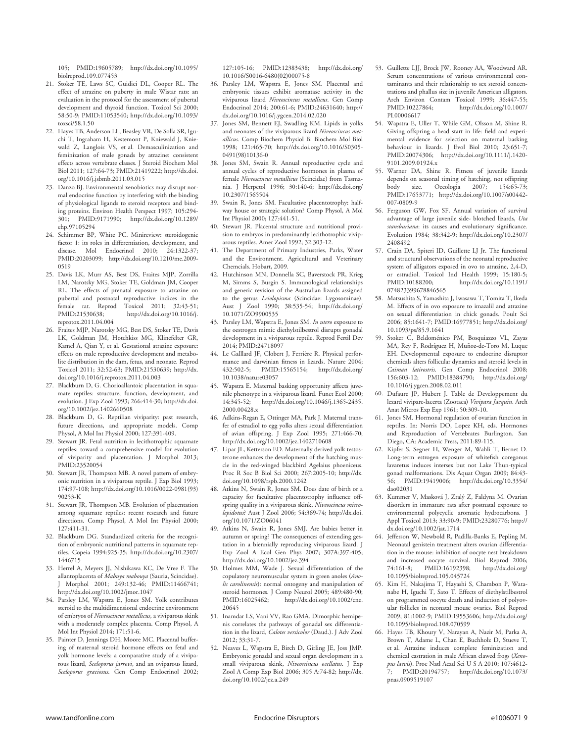105; PMID:19605789; http://dx.doi.org/10.1095/biolreprod.109.077453

21. Stoker TE, Laws SC, Guidici DL, Cooper RL. The effect of atrazine on puberty in male Wistar rats: an evaluation in the protocol for the assessment of pubertal development and thyroid function. Toxicol Sci 2000; 58:50-9; PMID:11053540; http://dx.doi.org/10.1093/toxsci/58.1.50
22. Hayes TB, Anderson LL, Beasley VR, De Solla SR, Iguchi T, Ingraham H, Kestemont P, Kniewald J, Kniewald Z, Langlois VS, et al. Demasculinization and feminization of male gonads by atrazine: consistent effects across vertebrate classes. J Steroid Biochem Mol Biol 2011; 127:64-73; PMID:21419222; http://dx.doi.org/10.1016/j.jsbmb.2011.03.015
23. Danzo BJ. Environmental xenobiotics may disrupt normal endocrine function by interfering with the binding of physiological ligands to steroid receptors and binding proteins. Environ Health Perspect 1997; 105:294-301; PMID:9171990; http://dx.doi.org/10.1289/ehp.97105294
24. Schimmer BP, White PC. Minireview: steroidogenic factor 1: its roles in differentiation, development, and disease. Mol Endocrinol 2010; 24:1322-37; PMID:20203099; http://dx.doi.org/10.1210/me.2009-0519
25. Davis LK, Murr AS, Best DS, Fraites MJP, Zorrilla LM, Narotsky MG, Stoker TE, Goldman JM, Cooper RL. The effects of prenatal exposure to atrazine on pubertal and postnatal reproductive indices in the female rat. Reprod Toxicol 2011; 32:43-51; PMID:21530638; http://dx.doi.org/10.1016/j.reprotox.2011.04.004
26. Fraites MJP, Narotsky MG, Best DS, Stoker TE, Davis LK, Goldman JM, Hotchkiss MG, Klinefelter GR, Kamel A, Qian Y, et al. Gestational atrazine exposure: effects on male reproductive development and metabolite distribution in the dam, fetus, and neonate. Reprod Toxicol 2011; 32:52-63; PMID:21530639; http://dx.doi.org/10.1016/j.reprotox.2011.04.003
27. Blackburn D, G. Chorioallantoic placentation in squamate reptiles: structure, function, development, and evolution. J Exp Zool 1993; 266:414-30; http://dx.doi.org/10.1002/jez.1402660508
28. Blackburn D, G. Reptilian viviparity: past research, future directions, and appropriate models. Comp Physol, A Mol Int Physiol 2000; 127:391-409.
29. Stewart JR. Fetal nutrition in lecithotrophic squamate reptiles: toward a comprehensive model for evolution of viviparity and placentation. J Morphol 2013; PMID:23520054
30. Stewart JR, Thompson MB. A novel pattern of embryonic nutrition in a viviparous reptile. J Exp Biol 1993; 174:97-108; http://dx.doi.org/10.1016/0022-0981(93)90253-K
31. Stewart JR, Thompson MB. Evolution of placentation among squamate reptiles: recent research and future directions. Comp Physol, A Mol Int Physiol 2000; 127:411-31.
32. Blackburn DG. Standardized criteria for the recognition of embryonic nutritional patterns in squamate reptiles. Copeia 1994:925-35; http://dx.doi.org/10.2307/1446715
33. Herrel A, Meyers JJ, Nishikawa KC, De Vree F. The allantoplacenta of *Mabuya mabouya* (Sauria, Scincidae). J Morphol 2001; 249:132-46; PMID:11466741; http://dx.doi.org/10.1002/jmor.1047
34. Parsley LM, Wapstra E, Jones SM. Yolk contributes steroid to the multidimensional endocrine environment of embryos of *Niveoscincus metallicus*, a viviparous skink with a moderately complex placenta. Comp Physol, A Mol Int Physiol 2014; 171:51-6.
35. Painter D, Jennings DH, Moore MC. Placental buffering of maternal steroid hormone effects on fetal and yolk hormone levels: a comparative study of a viviparous lizard, *Sceloporus jarrovi*, and an oviparous lizard, *Sceloporus graciosus*. Gen Comp Endocrinol 2002; 127:105-16; PMID:12383438; http://dx.doi.org/10.1016/S0016-6480(02)00075-8
36. Parsley LM, Wapstra E, Jones SM. Placental and embryonic tissues exhibit aromatase activity in the viviparous lizard *Niveoscincus metallicus*. Gen Comp Endocrinol 2014; 200:61-6; PMID:24631640; http://dx.doi.org/10.1016/j.ygcen.2014.02.020
37. Jones SM, Bennett EJ, Swadling KM. Lipids in yolks and neonates of the viviparous lizard *Niveoscincus metallicus*. Comp Biochem Physiol B: Biochem Mol Biol 1998; 121:465-70; http://dx.doi.org/10.1016/S0305-0491(98)10136-0
38. Jones SM, Swain R. Annual reproductive cycle and annual cycles of reproductive hormones in plasma of female *Niveoscincus metallicus* (Scincidae) from Tasmania. J Herpetol 1996; 30:140-6; http://dx.doi.org/10.2307/1565504
39. Swain R, Jones SM. Facultative placentotrophy: half-way house or strategic solution? Comp Physol, A Mol Int Physiol 2000; 127:441-51.
40. Stewart JR. Placental structure and nutritional provision to embryos in predominantly lecithotrophic viviparous reptiles. Amer Zool 1992; 32:303-12.
41. The Department of Primary Industries, Parks, Water and the Environment. Agricultural and Veterinary Chemcials. Hobart, 2009.
42. Hutchinson MN, Donnella SC, Baverstock PR, Krieg M, Simms S, Burgin S. Immunological relationships and generic revision of the Australian lizards assigned to the genus *Leiolopisma* (Scincidae: Lygosominae). Aust J Zool 1990; 38:535-54; http://dx.doi.org/10.1071/ZO9900535
43. Parsley LM, Wapstra E, Jones SM. *In utero* exposure to the oestrogen mimic diethylstilbestrol disrupts gonadal development in a viviparous reptile. Reprod Fertil Dev 2014; PMID:24718097
44. Le Galllard JF, Clobert J, Ferrière R. Physical performance and darwinian fitness in lizards. Nature 2004; 432:502-5; PMID:15565154; http://dx.doi.org/10.1038/nature03057
45. Wapstra E. Maternal basking opportunity affects juvenile phenotype in a viviparous lizard. Funct Ecol 2000; 14:345-52; http://dx.doi.org/10.1046/j.1365-2435.2000.00428.x
46. Adkins-Regan E, Ottinger MA, Park J. Maternal transfer of estradiol to egg yolks alters sexual differentiation of avian offspring. J Exp Zool 1995; 271:466-70; http://dx.doi.org/10.1002/jez.1402710608
47. Lipar JL, Ketterson ED. Maternally derived yolk testosterone enhances the development of the hatching muscle in the red-winged blackbird Agelaius phoeniceus. Proc R Soc B Biol Sci 2000; 267:2005-10; http://dx.doi.org/10.1098/rspb.2000.1242
48. Atkins N, Swain R, Jones SM. Does date of birth or a capacity for facultative placentotrophy influence offspring quality in a viviparous skink, *Niveoscincus microlepidotus*? Aust J Zool 2006; 54:369-74; http://dx.doi.org/10.1071/ZO06041
49. Atkins N, Swain R, Jones SMJ. Are babies better in autumn or spring? The consequences of extending gestation in a biennially reproducing viviparous lizard. J Exp Zool A Ecol Gen Phys 2007; 307A:397-405; http://dx.doi.org/10.1002/jez.394
50. Holmes MM, Wade J. Sexual differentiation of the copulatory neuromuscular system in green anoles (*Anolis carolinensis*): normal ontogeny and manipulation of steroid hormones. J Comp Neurol 2005; 489:480-90; PMID:16025462; http://dx.doi.org/10.1002/cne.20645
51. Inamdar LS, Vani VV, Rao GMA. Dimorphic hemipenis correlates the pathways of gonadal sex differentiation in the lizard, *Calotes versicolor* (Daud.). J Adv Zool 2012; 33:31-7.
52. Neaves L, Wapstra E, Birch D, Girling JE, Joss JMP. Embryonic gonadal and sexual organ development in a small viviparous skink, *Niveoscincus ocellatus*. J Exp Zool A Comp Exp Biol 2006; 305 A:74-82; http://dx.doi.org/10.1002/jez.a.249
53. Guillette LJJ, Brock JW, Rooney AA, Woodward AR. Serum concentrations of various environmental contaminants and their relationship to sex steroid concentrations and phallus size in juvenile American alligators. Arch Environ Contam Toxicol 1999; 36:447-55; PMID:10227864; http://dx.doi.org/10.1007/PL00006617
54. Wapstra E, Uller T, While GM, Olsson M, Shine R. Giving offspring a head start in life: field and experimental evidence for selection on maternal basking behaviour in lizards. J Evol Biol 2010; 23:651-7; PMID:20074306; http://dx.doi.org/10.1111/j.1420-9101.2009.01924.x
55. Warner DA, Shine R. Fitness of juvenile lizards depends on seasonal timing of hatching, not offspring body size. Oecologia 2007; 154:65-73; PMID:17653771; http://dx.doi.org/10.1007/s00442-007-0809-9
56. Ferguson GW, Fox SF. Annual variation of survival advantage of large juvenile side- blotched lizards, *Uta stansburiana*: its causes and evolutionary significance. Evolution 1984; 38:342-9; http://dx.doi.org/10.2307/2408492
57. Crain DA, Spiteri ID, Guillette LJ Jr. The functional and structural observations of the neonatal reproductive system of alligators exposed in ovo to atrazine, 2,4-D, or estradiol. Toxicol Ind Health 1999; 15:180-5; PMID:10188200; http://dx.doi.org/10.1191/074823399678846565
58. Matsushita S, Yamashita J, Iwasawa T, Tomita T, Ikeda M. Effects of in ovo exposure to imazalil and atrazine on sexual differentiation in chick gonads. Poult Sci 2006; 85:1641-7; PMID:16977851; http://dx.doi.org/10.1093/ps/85.9.1641
59. Stoker C, Beldoménico PM, Bosquiazzo VL, Zayas MA, Rey F, Rodríguez H, Muñoz-de-Toro M, Luque EH. Developmental exposure to endocrine disruptor chemicals alters follicular dynamics and steroid levels in *Caiman latirostris*. Gen Comp Endocrinol 2008; 156:603-12; PMID:18384790; http://dx.doi.org/10.1016/j.ygcen.2008.02.011
60. Dufaure JP, Hubert J. Table de Developpement du lezard vivipare-lacerta (Zootaca) *Vivipara Jacquin*. Arch Anat Micros Exp Exp 1961; 50:309-10.
61. Jones SM. Hormonal regulation of ovarian function in reptiles. In: Norris DO, Lopez KH, eds. Hormones and Reproduction of Vertebrates Burlington. San Diego, CA: Academic Press, 2011:89-115.
62. Kipfer S, Segner H, Wenger M, Wahli T, Bernet D. Long-term estrogen exposure of whitefish coregonus lavaretus induces intersex but not Lake Thun-typical gonad malformations. Dis Aquat Organ 2009; 84:43-56; PMID:19419006; http://dx.doi.org/10.3354/dao02031
63. Kummer V, Masková J, Zralý Z, Faldyna M. Ovarian disorders in immature rats after postnatal exposure to environmental polycyclic aromatic hydrocarbons. J Appl Toxicol 2013; 33:90-9; PMID:23280776; http://dx.doi.org/10.1002/jat.1714
64. Jefferson W, Newbold R, Padilla-Banks E, Pepling M. Neonatal genistein treatment alters ovarian differentiation in the mouse: inhibition of oocyte nest breakdown and increased oocyte survival. Biol Reprod 2006; 74:161-8; PMID:16192398; http://dx.doi.org/10.1095/biolreprod.105.045724
65. Kim H, Nakajima T, Hayashi S, Chambon P, Watanabe H, Iguchi T, Sato T. Effects of diethylstilbestrol on programmed oocyte death and induction of polyovular follicles in neonatal mouse ovaries. Biol Reprod 2009; 81:1002-9; PMID:19553606; http://dx.doi.org/10.1095/biolreprod.108.070599
66. Hayes TB, Khoury V, Narayan A, Nazir M, Parka A, Brown T, Adame L, Chan E, Buchholz D, Stueve T, et al. Atrazine induces complete feminization and chemical castration in male African clawed frogs (*Xenopus laevis*). Proc Natl Acad Sci U S A 2010; 107:4612-7; PMID:20194757; http://dx.doi.org/10.1073/pnas.0909519107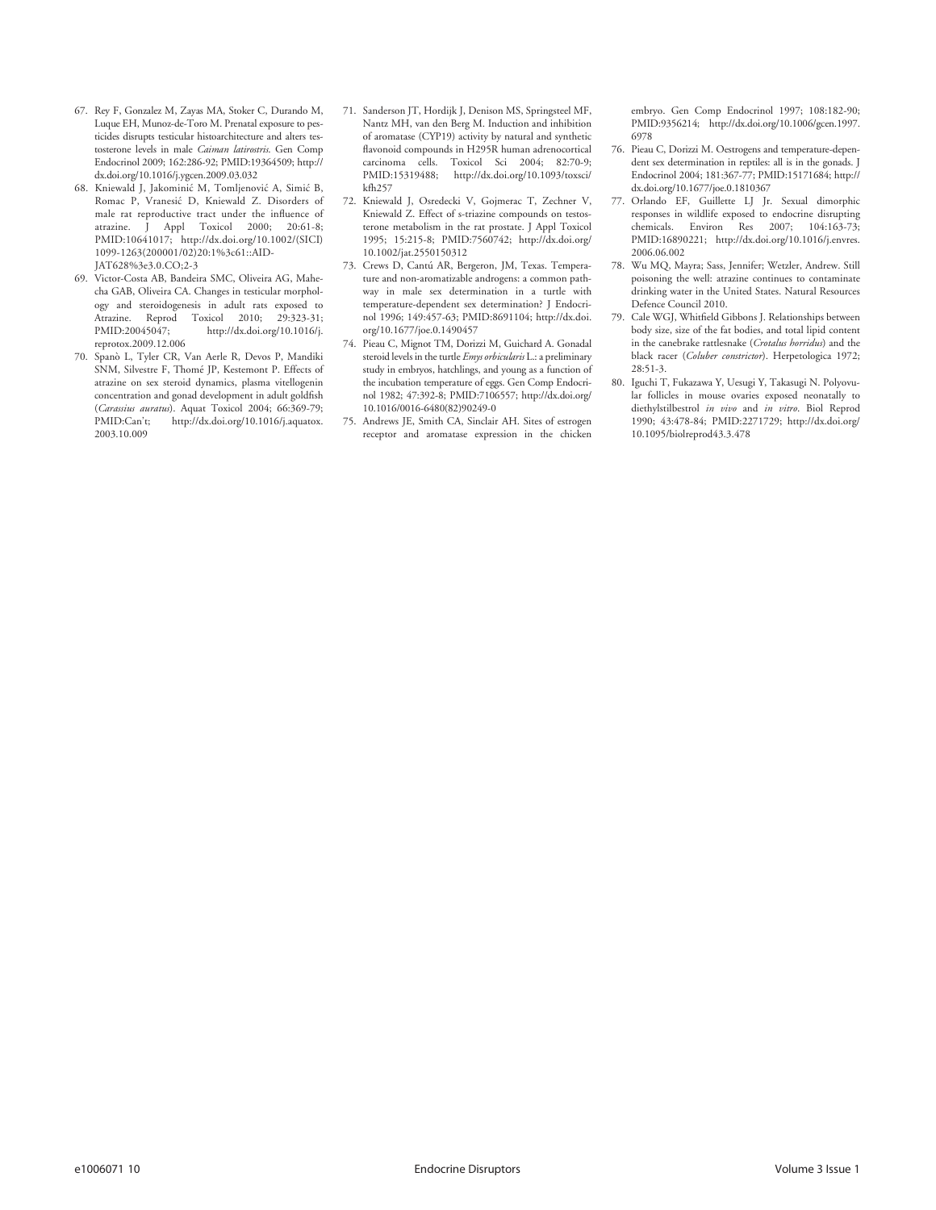67. Rey F, Gonzalez M, Zayas MA, Stoker C, Durando M, Luque EH, Munoz-de-Toro M. Prenatal exposure to pesticides disrupts testicular histoarchitecture and alters testosterone levels in male *Caiman latirostris*. Gen Comp Endocrinol 2009; 162:286-92; PMID:19364509; http://dx.doi.org/10.1016/j.ygcen.2009.03.032
68. Kniewald J, Jakominić M, Tomljenović A, Simić B, Romac P, Vranesić D, Kniewald Z. Disorders of male rat reproductive tract under the influence of atrazine. J Appl Toxicol 2000; 20:61-8; PMID:10641017; http://dx.doi.org/10.1002/(SICI)1099-1263(200001/02)20:1%3c61::AID-JAT628%3e3.0.CO;2-3
69. Victor-Costa AB, Bandeira SMC, Oliveira AG, Mahecha GAB, Oliveira CA. Changes in testicular morphology and steroidogenesis in adult rats exposed to Atrazine. Reprod Toxicol 2010; 29:323-31; PMID:20045047; http://dx.doi.org/10.1016/j.reprotox.2009.12.006
70. Spanò L, Tyler CR, Van Aerle R, Devos P, Mandiki SNM, Silvestre F, Thomé JP, Kestemont P. Effects of atrazine on sex steroid dynamics, plasma vitellogenin concentration and gonad development in adult goldfish (*Carassius auratus*). Aquat Toxicol 2004; 66:369-79; PMID:Can't; http://dx.doi.org/10.1016/j.aquatox.2003.10.009
71. Sanderson JT, Hordijk J, Denison MS, Springsteel MF, Nantz MH, van den Berg M. Induction and inhibition of aromatase (CYP19) activity by natural and synthetic flavonoid compounds in H295R human adrenocortical carcinoma cells. Toxicol Sci 2004; 82:70-9; PMID:15319488; http://dx.doi.org/10.1093/toxsci/kfh257
72. Kniewald J, Osredecki V, Gojmerac T, Zechner V, Kniewald Z. Effect of s-triazine compounds on testosterone metabolism in the rat prostate. J Appl Toxicol 1995; 15:215-8; PMID:7560742; http://dx.doi.org/10.1002/jat.2550150312
73. Crews D, Cantú AR, Bergeron, JM, Texas. Temperature and non-aromatizable androgens: a common pathway in male sex determination in a turtle with temperature-dependent sex determination? J Endocrinol 1996; 149:457-63; PMID:8691104; http://dx.doi.org/10.1677/joe.0.1490457
74. Pieau C, Mignot TM, Dorizzi M, Guichard A. Gonadal steroid levels in the turtle *Emys orbicularis* L.: a preliminary study in embryos, hatchlings, and young as a function of the incubation temperature of eggs. Gen Comp Endocrinol 1982; 47:392-8; PMID:7106557; http://dx.doi.org/10.1016/0016-6480(82)90249-0
75. Andrews JE, Smith CA, Sinclair AH. Sites of estrogen receptor and aromatase expression in the chicken embryo. Gen Comp Endocrinol 1997; 108:182-90; PMID:9356214; http://dx.doi.org/10.1006/gcen.1997.6978
76. Pieau C, Dorizzi M. Oestrogens and temperature-dependent sex determination in reptiles: all is in the gonads. J Endocrinol 2004; 181:367-77; PMID:15171684; http://dx.doi.org/10.1677/joe.0.1810367
77. Orlando EF, Guillette LJ Jr. Sexual dimorphic responses in wildlife exposed to endocrine disrupting chemicals. Environ Res 2007; 104:163-73; PMID:16890221; http://dx.doi.org/10.1016/j.envres.2006.06.002
78. Wu MQ, Mayra; Sass, Jennifer; Wetzler, Andrew. Still poisoning the well: atrazine continues to contaminate drinking water in the United States. Natural Resources Defence Council 2010.
79. Cale WGJ, Whitfield Gibbons J. Relationships between body size, size of the fat bodies, and total lipid content in the canebrake rattlesnake (*Crotalus horridus*) and the black racer (*Coluber constrictor*). Herpetologica 1972; 28:51-3.
80. Iguchi T, Fukazawa Y, Uesugi Y, Takasugi N. Polyovular follicles in mouse ovaries exposed neonatally to diethylstilbestrol *in vivo* and *in vitro*. Biol Reprod 1990; 43:478-84; PMID:2271729; http://dx.doi.org/10.1095/biolreprod43.3.478